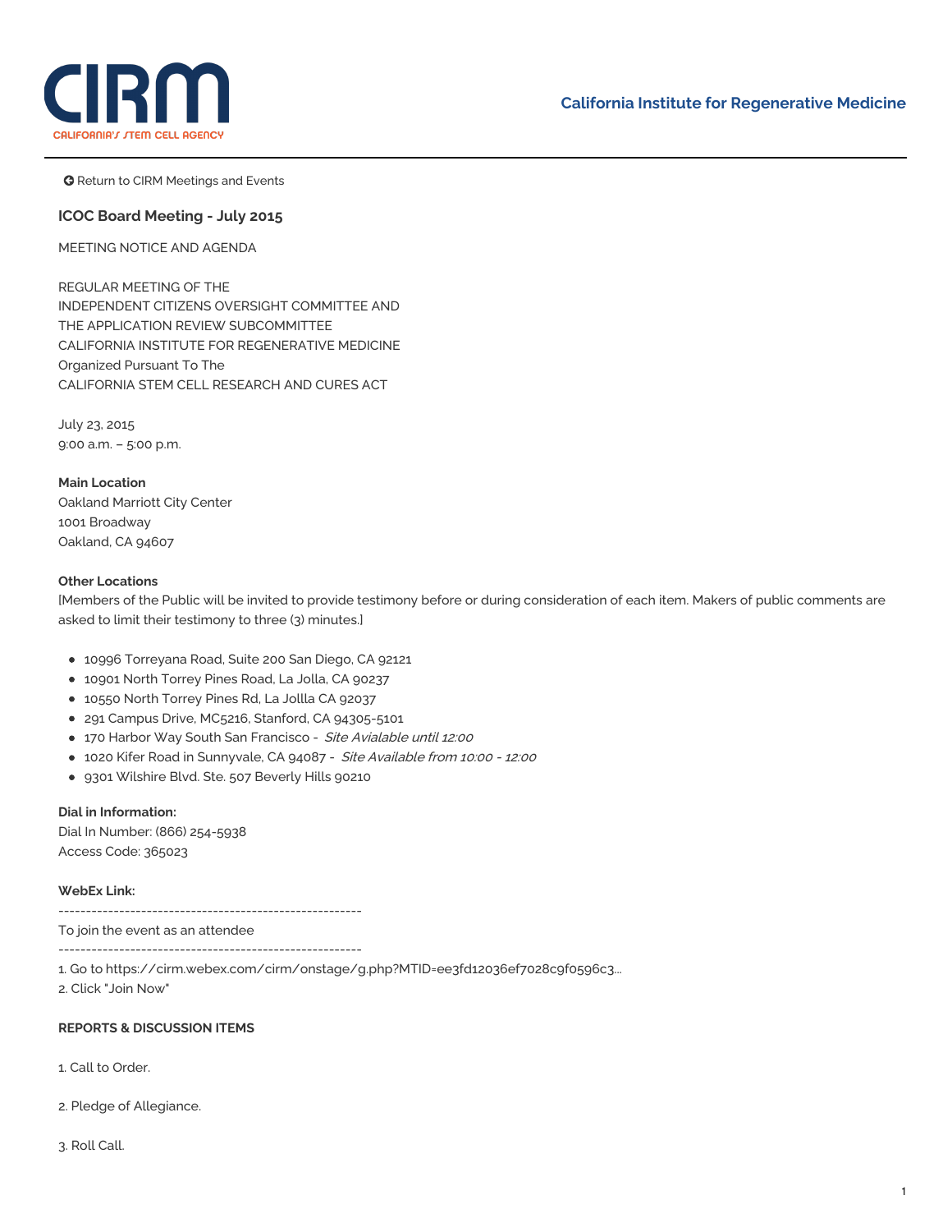California Institute for Regenerative Medicine

Return to CIRM Meetings and Events

### ICOC Board Meeting - July 2015

MEETING NOTICE AND AGENDA

REGULAR MEETING OF THE
INDEPENDENT CITIZENS OVERSIGHT COMMITTEE AND
THE APPLICATION REVIEW SUBCOMMITTEE
CALIFORNIA INSTITUTE FOR REGENERATIVE MEDICINE
Organized Pursuant To The
CALIFORNIA STEM CELL RESEARCH AND CURES ACT

July 23, 2015
9:00 a.m. – 5:00 p.m.

**Main Location**
Oakland Marriott City Center
1001 Broadway
Oakland, CA 94607

**Other Locations**
[Members of the Public will be invited to provide testimony before or during consideration of each item. Makers of public comments are asked to limit their testimony to three (3) minutes.]

- 10996 Torreyana Road, Suite 200 San Diego, CA 92121
- 10901 North Torrey Pines Road, La Jolla, CA 90237
- 10550 North Torrey Pines Rd, La Jollla CA 92037
- 291 Campus Drive, MC5216, Stanford, CA 94305-5101
- 170 Harbor Way South San Francisco - *Site Avialable until 12:00*
- 1020 Kifer Road in Sunnyvale, CA 94087 - *Site Available from 10:00 - 12:00*
- 9301 Wilshire Blvd. Ste. 507 Beverly Hills 90210

**Dial in Information:**
Dial In Number: (866) 254-5938
Access Code: 365023

**WebEx Link:**

-------------------------------------------------------
To join the event as an attendee
-------------------------------------------------------

1. Go to https://cirm.webex.com/cirm/onstage/g.php?MTID=ee3fd12036ef7028c9f0596c3...
2. Click "Join Now"

**REPORTS & DISCUSSION ITEMS**

1. Call to Order.

2. Pledge of Allegiance.

3. Roll Call.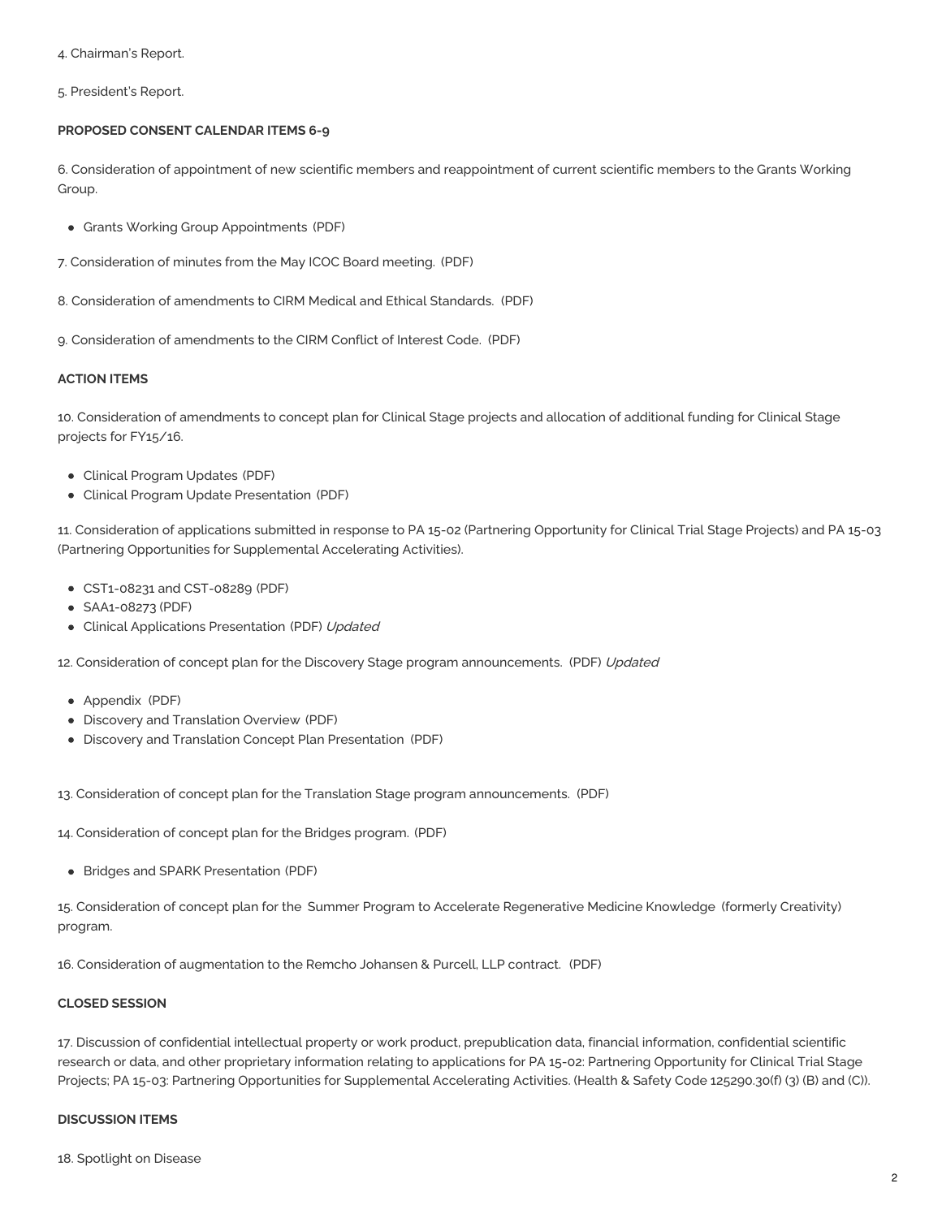4. Chairman's Report.

5. President's Report.

**PROPOSED CONSENT CALENDAR ITEMS 6-9**

6. Consideration of appointment of new scientific members and reappointment of current scientific members to the Grants Working Group.

- Grants Working Group Appointments (PDF)

7. Consideration of minutes from the May ICOC Board meeting. (PDF)

8. Consideration of amendments to CIRM Medical and Ethical Standards. (PDF)

9. Consideration of amendments to the CIRM Conflict of Interest Code. (PDF)

**ACTION ITEMS**

10. Consideration of amendments to concept plan for Clinical Stage projects and allocation of additional funding for Clinical Stage projects for FY15/16.

- Clinical Program Updates (PDF)
- Clinical Program Update Presentation (PDF)

11. Consideration of applications submitted in response to PA 15-02 (Partnering Opportunity for Clinical Trial Stage Projects) and PA 15-03 (Partnering Opportunities for Supplemental Accelerating Activities).

- CST1-08231 and CST-08289 (PDF)
- SAA1-08273 (PDF)
- Clinical Applications Presentation (PDF) *Updated*

12. Consideration of concept plan for the Discovery Stage program announcements. (PDF) *Updated*

- Appendix (PDF)
- Discovery and Translation Overview (PDF)
- Discovery and Translation Concept Plan Presentation (PDF)

13. Consideration of concept plan for the Translation Stage program announcements. (PDF)

14. Consideration of concept plan for the Bridges program. (PDF)

- Bridges and SPARK Presentation (PDF)

15. Consideration of concept plan for the Summer Program to Accelerate Regenerative Medicine Knowledge (formerly Creativity) program.

16. Consideration of augmentation to the Remcho Johansen & Purcell, LLP contract. (PDF)

**CLOSED SESSION**

17. Discussion of confidential intellectual property or work product, prepublication data, financial information, confidential scientific research or data, and other proprietary information relating to applications for PA 15-02: Partnering Opportunity for Clinical Trial Stage Projects; PA 15-03: Partnering Opportunities for Supplemental Accelerating Activities. (Health & Safety Code 125290.30(f) (3) (B) and (C)).

**DISCUSSION ITEMS**

18. Spotlight on Disease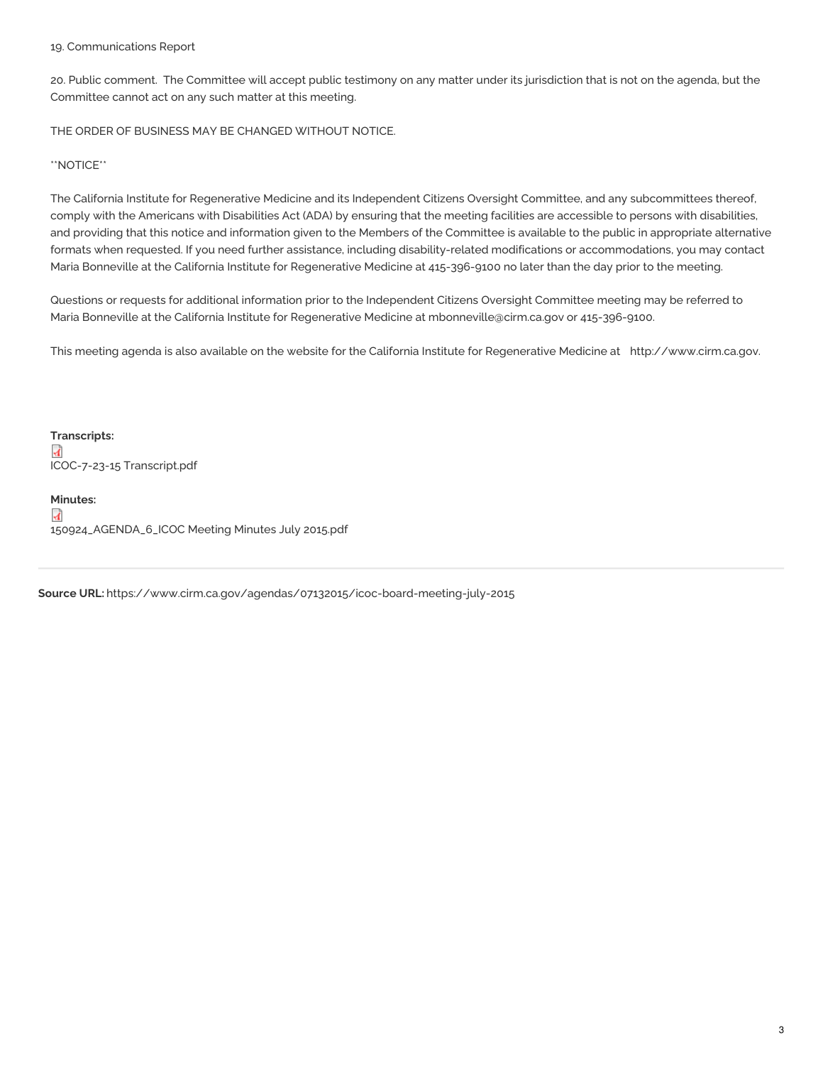19. Communications Report

20. Public comment. The Committee will accept public testimony on any matter under its jurisdiction that is not on the agenda, but the Committee cannot act on any such matter at this meeting.

THE ORDER OF BUSINESS MAY BE CHANGED WITHOUT NOTICE.

**NOTICE**

The California Institute for Regenerative Medicine and its Independent Citizens Oversight Committee, and any subcommittees thereof, comply with the Americans with Disabilities Act (ADA) by ensuring that the meeting facilities are accessible to persons with disabilities, and providing that this notice and information given to the Members of the Committee is available to the public in appropriate alternative formats when requested. If you need further assistance, including disability-related modifications or accommodations, you may contact Maria Bonneville at the California Institute for Regenerative Medicine at 415-396-9100 no later than the day prior to the meeting.

Questions or requests for additional information prior to the Independent Citizens Oversight Committee meeting may be referred to Maria Bonneville at the California Institute for Regenerative Medicine at mbonneville@cirm.ca.gov or 415-396-9100.

This meeting agenda is also available on the website for the California Institute for Regenerative Medicine at http://www.cirm.ca.gov.

**Transcripts:**

ICOC-7-23-15 Transcript.pdf

**Minutes:**

150924_AGENDA_6_ICOC Meeting Minutes July 2015.pdf

---

**Source URL:** https://www.cirm.ca.gov/agendas/07132015/icoc-board-meeting-july-2015